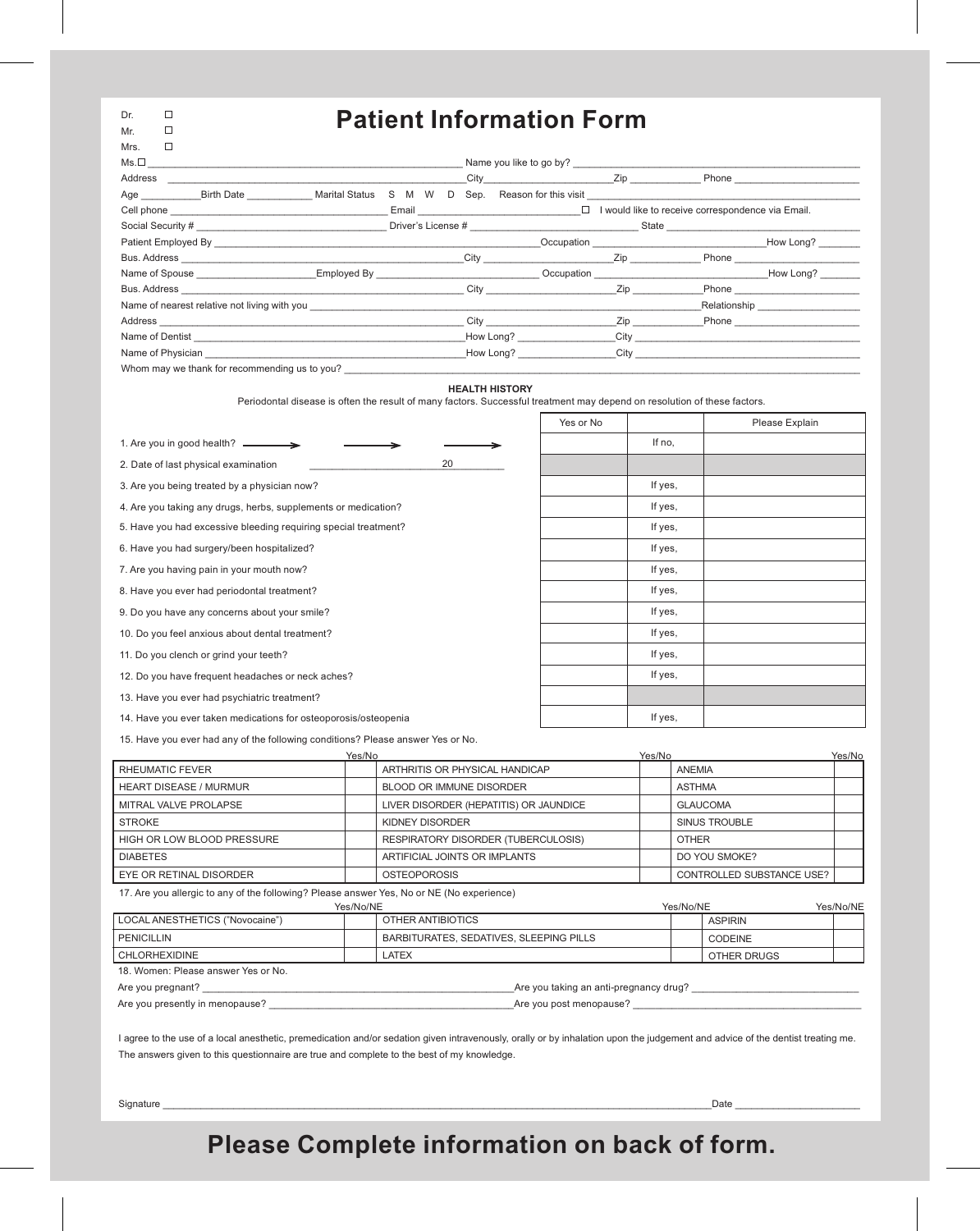# Patient Information Form

Dr. ☐
Mr. ☐
Mrs. ☐
Ms. ☐ ______________________________ Name you like to go by? ______________________________

Address ______________________________ City ______________ Zip __________ Phone ______________

Age ________ Birth Date __________ Marital Status S M W D Sep. Reason for this visit ______________________________

Cell phone ______________________ Email ______________________ ☐ I would like to receive correspondence via Email.

Social Security # ______________________ Driver's License # ______________________ State ______________

Patient Employed By ______________________________ Occupation ______________________ How Long? ________

Bus. Address ______________________________ City ______________ Zip __________ Phone ______________

Name of Spouse ______________ Employed By ______________________ Occupation ______________________ How Long? ________

Bus. Address ______________________________ City ______________ Zip __________ Phone ______________

Name of nearest relative not living with you ______________________________________ Relationship ______________

Address ______________________________ City ______________ Zip __________ Phone ______________

Name of Dentist ______________________________ How Long? ______________ City ______________________

Name of Physician ______________________________ How Long? ______________ City ______________________

Whom may we thank for recommending us to you? ______________________________________________

## HEALTH HISTORY

Periodontal disease is often the result of many factors. Successful treatment may depend on resolution of these factors.

| | Yes or No | | Please Explain |
|---|---|---|---|
| 1. Are you in good health? → → → | | If no, | |
| 2. Date of last physical examination ______________ 20 ________ | | | |
| 3. Are you being treated by a physician now? | | If yes, | |
| 4. Are you taking any drugs, herbs, supplements or medication? | | If yes, | |
| 5. Have you had excessive bleeding requiring special treatment? | | If yes, | |
| 6. Have you had surgery/been hospitalized? | | If yes, | |
| 7. Are you having pain in your mouth now? | | If yes, | |
| 8. Have you ever had periodontal treatment? | | If yes, | |
| 9. Do you have any concerns about your smile? | | If yes, | |
| 10. Do you feel anxious about dental treatment? | | If yes, | |
| 11. Do you clench or grind your teeth? | | If yes, | |
| 12. Do you have frequent headaches or neck aches? | | If yes, | |
| 13. Have you ever had psychiatric treatment? | | | |
| 14. Have you ever taken medications for osteoporosis/osteopenia | | If yes, | |

15. Have you ever had any of the following conditions? Please answer Yes or No.

| | Yes/No | | Yes/No | | Yes/No |
|---|---|---|---|---|---|
| RHEUMATIC FEVER | | ARTHRITIS OR PHYSICAL HANDICAP | | ANEMIA | |
| HEART DISEASE / MURMUR | | BLOOD OR IMMUNE DISORDER | | ASTHMA | |
| MITRAL VALVE PROLAPSE | | LIVER DISORDER (HEPATITIS) OR JAUNDICE | | GLAUCOMA | |
| STROKE | | KIDNEY DISORDER | | SINUS TROUBLE | |
| HIGH OR LOW BLOOD PRESSURE | | RESPIRATORY DISORDER (TUBERCULOSIS) | | OTHER | |
| DIABETES | | ARTIFICIAL JOINTS OR IMPLANTS | | DO YOU SMOKE? | |
| EYE OR RETINAL DISORDER | | OSTEOPOROSIS | | CONTROLLED SUBSTANCE USE? | |

17. Are you allergic to any of the following? Please answer Yes, No or NE (No experience)

| | Yes/No/NE | | Yes/No/NE | | Yes/No/NE |
|---|---|---|---|---|---|
| LOCAL ANESTHETICS ("Novocaine") | | OTHER ANTIBIOTICS | | ASPIRIN | |
| PENICILLIN | | BARBITURATES, SEDATIVES, SLEEPING PILLS | | CODEINE | |
| CHLORHEXIDINE | | LATEX | | OTHER DRUGS | |

18. Women: Please answer Yes or No.

Are you pregnant? ______________________________ Are you taking an anti-pregnancy drug? ______________________

Are you presently in menopause? ______________________ Are you post menopause? ______________________

I agree to the use of a local anesthetic, premedication and/or sedation given intravenously, orally or by inhalation upon the judgement and advice of the dentist treating me. The answers given to this questionnaire are true and complete to the best of my knowledge.

Signature ______________________________________________ Date ______________

**Please Complete information on back of form.**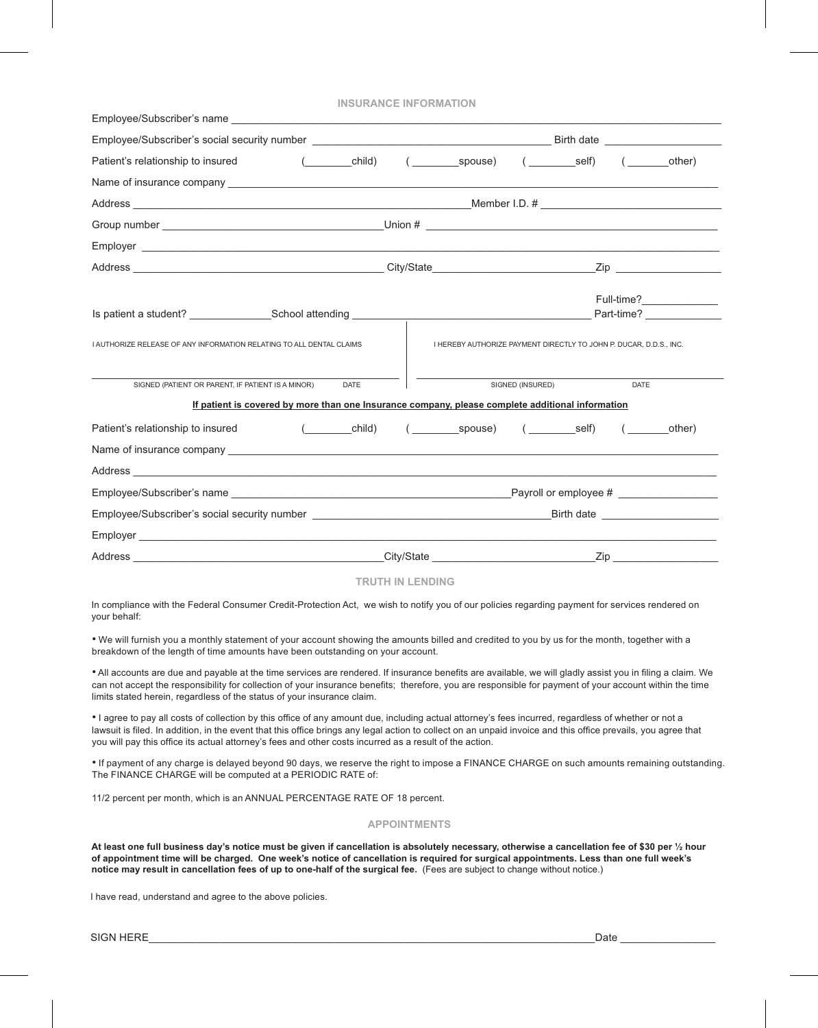## INSURANCE INFORMATION

Employee/Subscriber's name ______________________________________________

Employee/Subscriber's social security number ______________________ Birth date ____________

Patient's relationship to insured (________child) ( ________spouse) ( ________self) ( _______other)

Name of insurance company ______________________________________________

Address ______________________________ Member I.D. # ____________________

Group number ______________________ Union # ______________________________

Employer ______________________________________________

Address ______________________________ City/State __________________ Zip ____________

Is patient a student? ____________ School attending ______________________________ Full-time? ____________ Part-time? ____________

I AUTHORIZE RELEASE OF ANY INFORMATION RELATING TO ALL DENTAL CLAIMS

______________________________________________
SIGNED (PATIENT OR PARENT, IF PATIENT IS A MINOR) DATE

I HEREBY AUTHORIZE PAYMENT DIRECTLY TO JOHN P. DUCAR, D.D.S., INC.

______________________________________________
SIGNED (INSURED) DATE

**If patient is covered by more than one Insurance company, please complete additional information**

Patient's relationship to insured (________child) ( ________spouse) ( ________self) ( _______other)

Name of insurance company ______________________________________________

Address ______________________________________________

Employee/Subscriber's name ______________________________ Payroll or employee # ____________

Employee/Subscriber's social security number ______________________ Birth date ____________

Employer ______________________________________________

Address ______________________________ City/State __________________ Zip ____________

## TRUTH IN LENDING

In compliance with the Federal Consumer Credit-Protection Act, we wish to notify you of our policies regarding payment for services rendered on your behalf:

- We will furnish you a monthly statement of your account showing the amounts billed and credited to you by us for the month, together with a breakdown of the length of time amounts have been outstanding on your account.

- All accounts are due and payable at the time services are rendered. If insurance benefits are available, we will gladly assist you in filing a claim. We can not accept the responsibility for collection of your insurance benefits; therefore, you are responsible for payment of your account within the time limits stated herein, regardless of the status of your insurance claim.

- I agree to pay all costs of collection by this office of any amount due, including actual attorney's fees incurred, regardless of whether or not a lawsuit is filed. In addition, in the event that this office brings any legal action to collect on an unpaid invoice and this office prevails, you agree that you will pay this office its actual attorney's fees and other costs incurred as a result of the action.

- If payment of any charge is delayed beyond 90 days, we reserve the right to impose a FINANCE CHARGE on such amounts remaining outstanding. The FINANCE CHARGE will be computed at a PERIODIC RATE of:

11/2 percent per month, which is an ANNUAL PERCENTAGE RATE OF 18 percent.

## APPOINTMENTS

**At least one full business day's notice must be given if cancellation is absolutely necessary, otherwise a cancellation fee of $30 per ½ hour of appointment time will be charged. One week's notice of cancellation is required for surgical appointments. Less than one full week's notice may result in cancellation fees of up to one-half of the surgical fee.** (Fees are subject to change without notice.)

I have read, understand and agree to the above policies.

SIGN HERE ______________________________________________ Date ____________